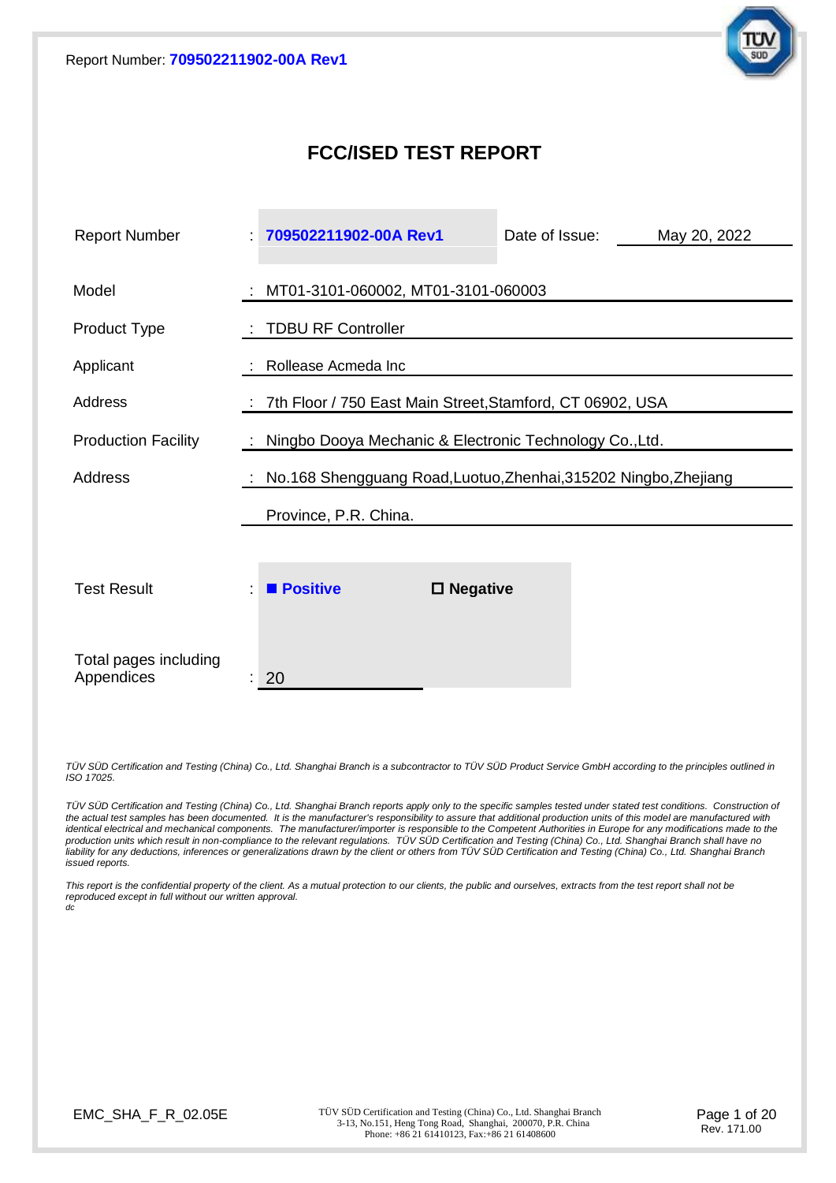# FCC/ISED TEST REPORT

| | | | |
|---|---|---|---|
| Report Number | : **709502211902-00A Rev1** | Date of Issue: | May 20, 2022 |
| Model | : MT01-3101-060002, MT01-3101-060003 | | |
| Product Type | : TDBU RF Controller | | |
| Applicant | : Rollease Acmeda Inc | | |
| Address | : 7th Floor / 750 East Main Street,Stamford, CT 06902, USA | | |
| Production Facility | : Ningbo Dooya Mechanic & Electronic Technology Co.,Ltd. | | |
| Address | : No.168 Shengguang Road,Luotuo,Zhenhai,315202 Ningbo,Zhejiang Province, P.R. China. | | |
| Test Result | : ■ **Positive** | ☐ **Negative** | |
| Total pages including Appendices | : 20 | | |

*TÜV SÜD Certification and Testing (China) Co., Ltd. Shanghai Branch is a subcontractor to TÜV SÜD Product Service GmbH according to the principles outlined in ISO 17025.*

*TÜV SÜD Certification and Testing (China) Co., Ltd. Shanghai Branch reports apply only to the specific samples tested under stated test conditions. Construction of the actual test samples has been documented. It is the manufacturer's responsibility to assure that additional production units of this model are manufactured with identical electrical and mechanical components. The manufacturer/importer is responsible to the Competent Authorities in Europe for any modifications made to the production units which result in non-compliance to the relevant regulations. TÜV SÜD Certification and Testing (China) Co., Ltd. Shanghai Branch shall have no liability for any deductions, inferences or generalizations drawn by the client or others from TÜV SÜD Certification and Testing (China) Co., Ltd. Shanghai Branch issued reports.*

*This report is the confidential property of the client. As a mutual protection to our clients, the public and ourselves, extracts from the test report shall not be reproduced except in full without our written approval.*
*dc*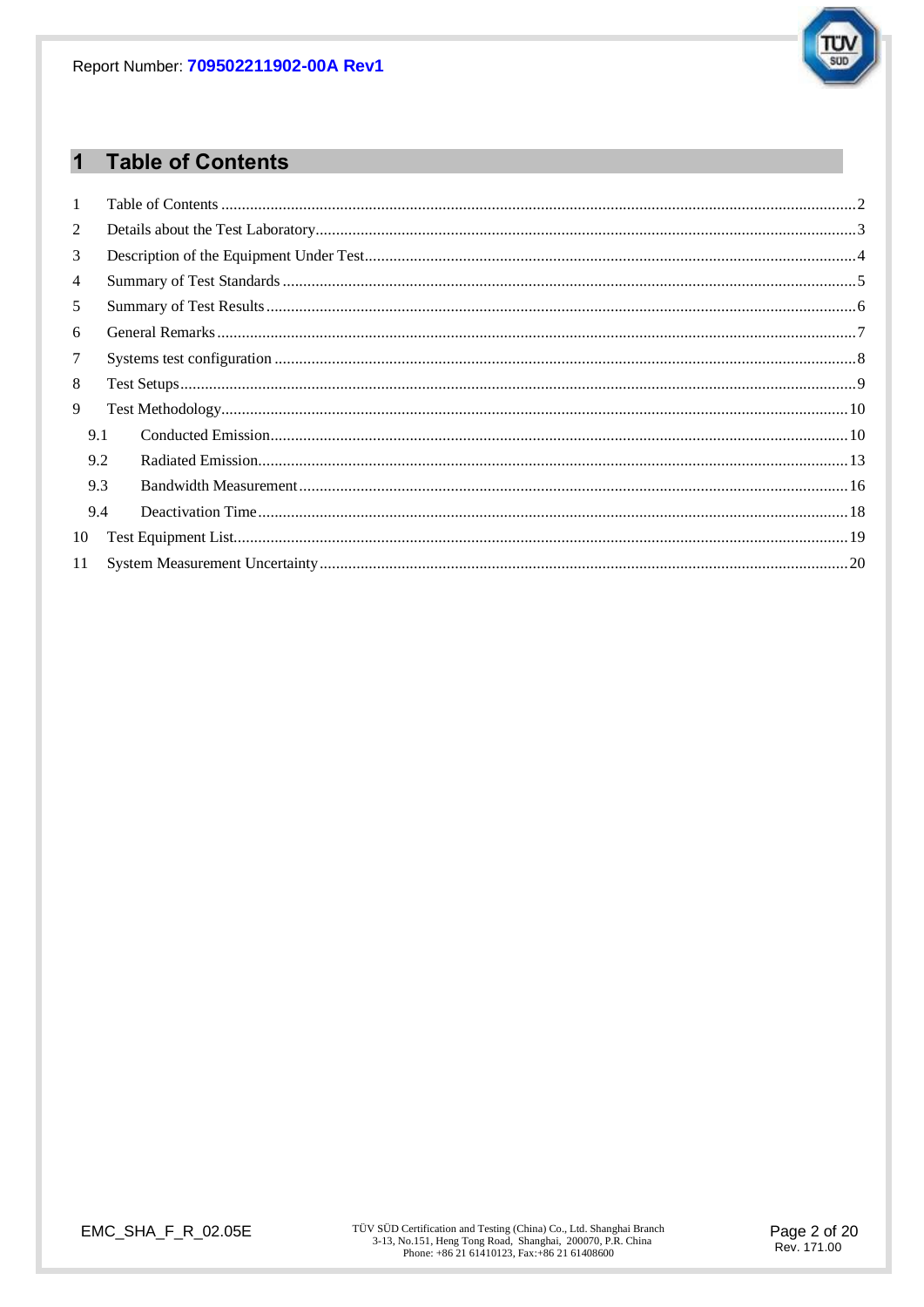# 1 Table of Contents

| | | |
|---|---|---|
| 1 | Table of Contents | 2 |
| 2 | Details about the Test Laboratory | 3 |
| 3 | Description of the Equipment Under Test | 4 |
| 4 | Summary of Test Standards | 5 |
| 5 | Summary of Test Results | 6 |
| 6 | General Remarks | 7 |
| 7 | Systems test configuration | 8 |
| 8 | Test Setups | 9 |
| 9 | Test Methodology | 10 |
| 9.1 | Conducted Emission | 10 |
| 9.2 | Radiated Emission | 13 |
| 9.3 | Bandwidth Measurement | 16 |
| 9.4 | Deactivation Time | 18 |
| 10 | Test Equipment List | 19 |
| 11 | System Measurement Uncertainty | 20 |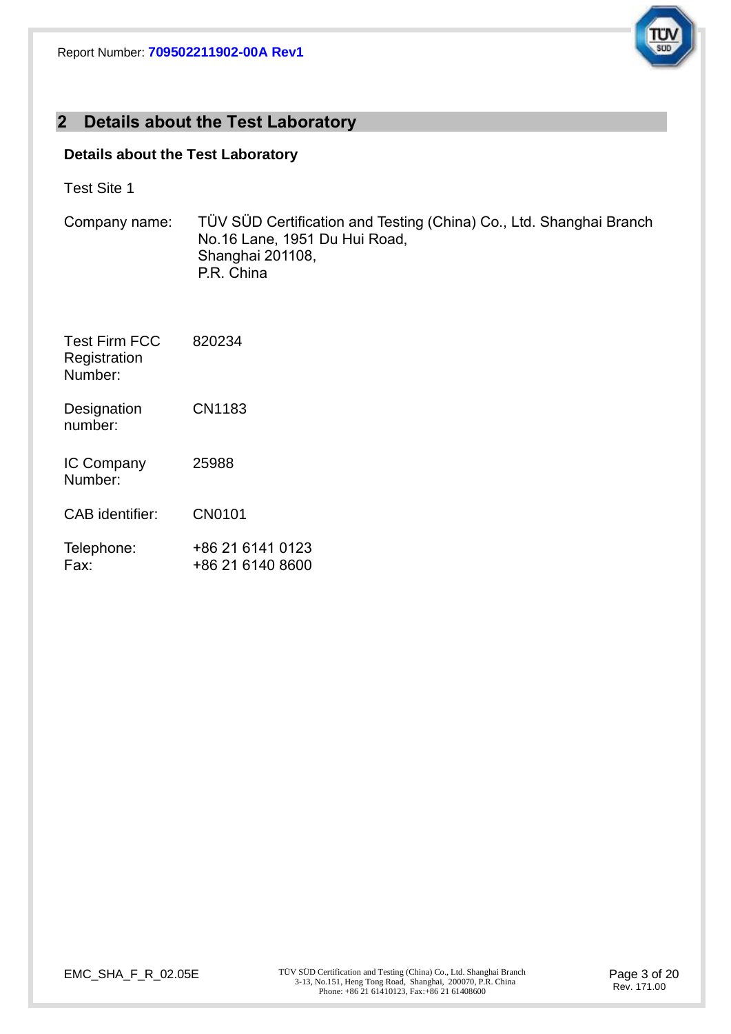## 2 Details about the Test Laboratory

**Details about the Test Laboratory**

Test Site 1

Company name: TÜV SÜD Certification and Testing (China) Co., Ltd. Shanghai Branch
No.16 Lane, 1951 Du Hui Road,
Shanghai 201108,
P.R. China

Test Firm FCC Registration Number: 820234

Designation number: CN1183

IC Company Number: 25988

CAB identifier: CN0101

Telephone: +86 21 6141 0123
Fax: +86 21 6140 8600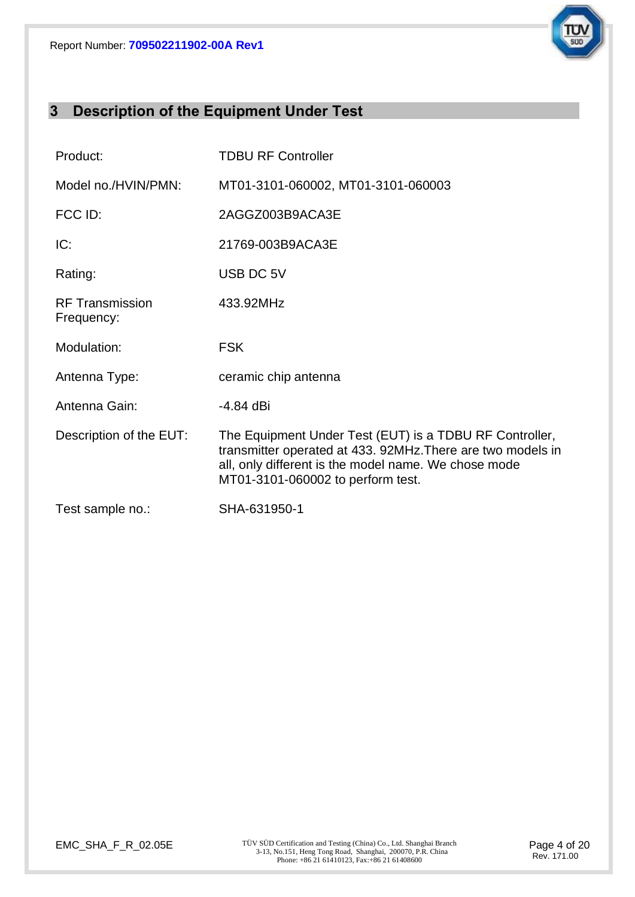# 3 Description of the Equipment Under Test

| | |
|---|---|
| Product: | TDBU RF Controller |
| Model no./HVIN/PMN: | MT01-3101-060002, MT01-3101-060003 |
| FCC ID: | 2AGGZ003B9ACA3E |
| IC: | 21769-003B9ACA3E |
| Rating: | USB DC 5V |
| RF Transmission Frequency: | 433.92MHz |
| Modulation: | FSK |
| Antenna Type: | ceramic chip antenna |
| Antenna Gain: | -4.84 dBi |
| Description of the EUT: | The Equipment Under Test (EUT) is a TDBU RF Controller, transmitter operated at 433. 92MHz.There are two models in all, only different is the model name. We chose mode MT01-3101-060002 to perform test. |
| Test sample no.: | SHA-631950-1 |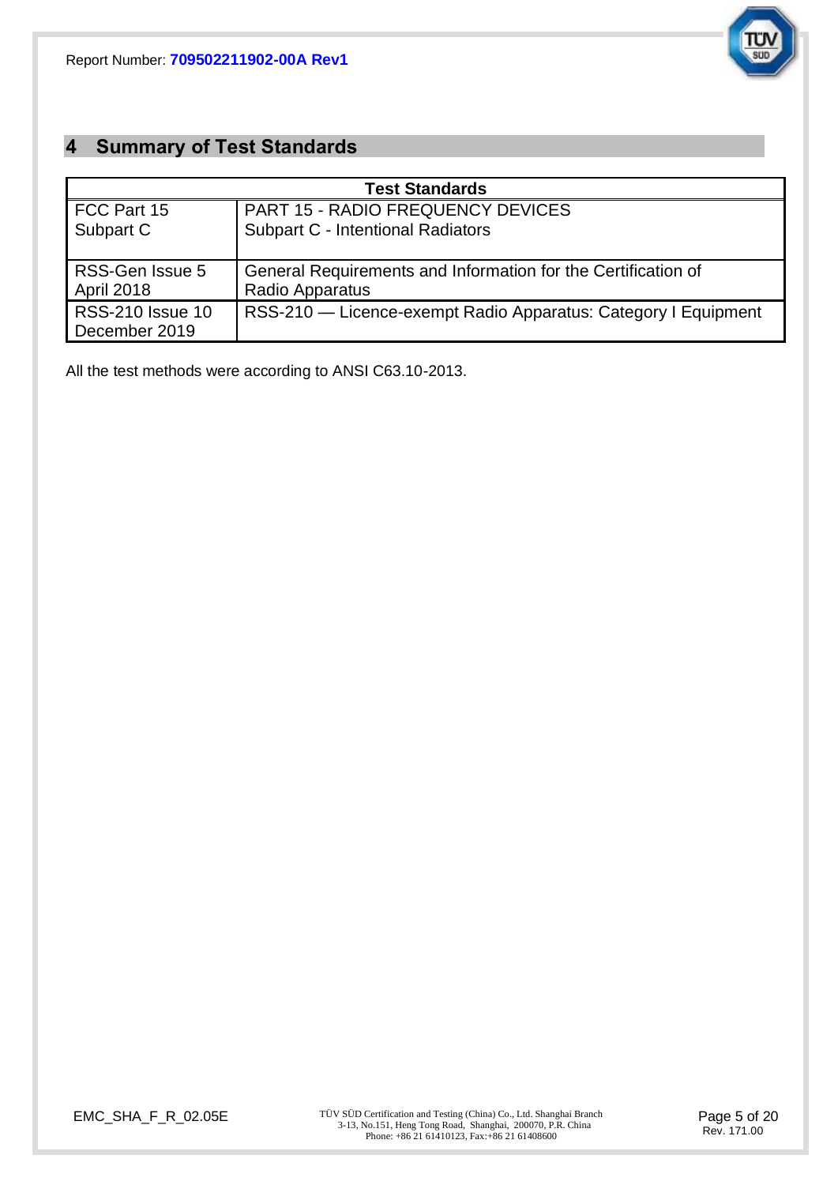## 4 Summary of Test Standards

| Test Standards | |
|---|---|
| FCC Part 15 Subpart C | PART 15 - RADIO FREQUENCY DEVICES Subpart C - Intentional Radiators |
| RSS-Gen Issue 5 April 2018 | General Requirements and Information for the Certification of Radio Apparatus |
| RSS-210 Issue 10 December 2019 | RSS-210 — Licence-exempt Radio Apparatus: Category I Equipment |

All the test methods were according to ANSI C63.10-2013.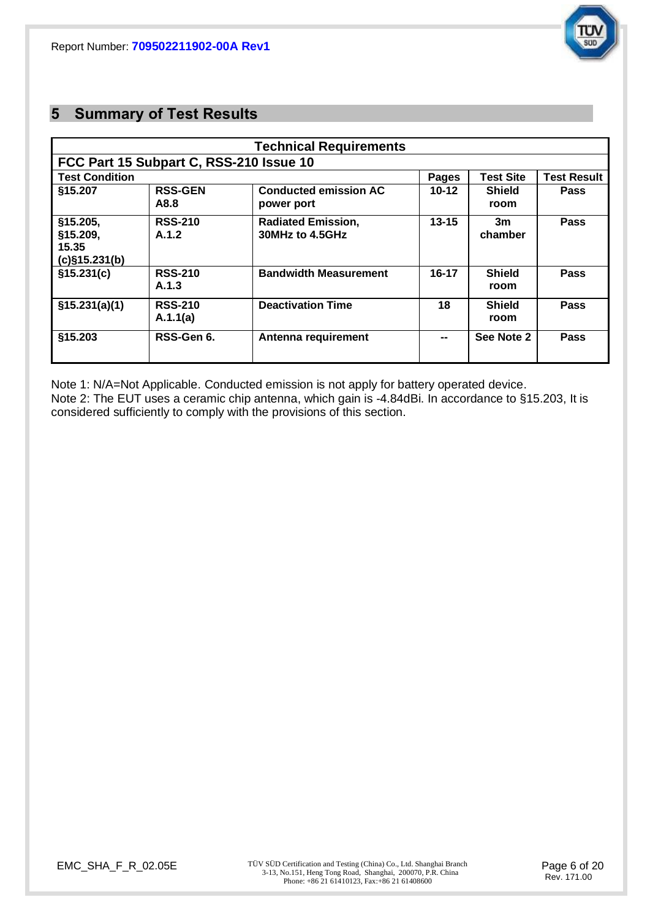## 5 Summary of Test Results

| Technical Requirements | | | | | |
|---|---|---|---|---|---|
| **FCC Part 15 Subpart C, RSS-210 Issue 10** | | | | | |
| **Test Condition** | | | **Pages** | **Test Site** | **Test Result** |
| **§15.207** | **RSS-GEN A8.8** | **Conducted emission AC power port** | **10-12** | **Shield room** | **Pass** |
| **§15.205, §15.209, 15.35 (c)§15.231(b)** | **RSS-210 A.1.2** | **Radiated Emission, 30MHz to 4.5GHz** | **13-15** | **3m chamber** | **Pass** |
| **§15.231(c)** | **RSS-210 A.1.3** | **Bandwidth Measurement** | **16-17** | **Shield room** | **Pass** |
| **§15.231(a)(1)** | **RSS-210 A.1.1(a)** | **Deactivation Time** | **18** | **Shield room** | **Pass** |
| **§15.203** | **RSS-Gen 6.** | **Antenna requirement** | **--** | **See Note 2** | **Pass** |

Note 1: N/A=Not Applicable. Conducted emission is not apply for battery operated device.
Note 2: The EUT uses a ceramic chip antenna, which gain is -4.84dBi. In accordance to §15.203, It is considered sufficiently to comply with the provisions of this section.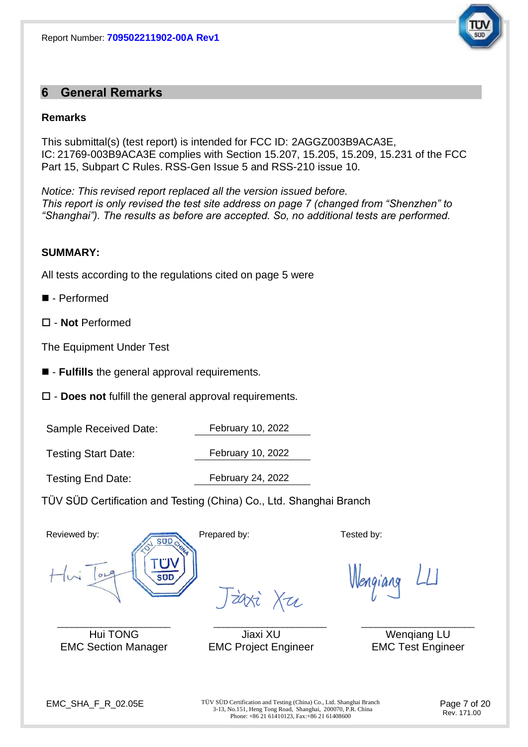## 6 General Remarks

### Remarks

This submittal(s) (test report) is intended for FCC ID: 2AGGZ003B9ACA3E, IC: 21769-003B9ACA3E complies with Section 15.207, 15.205, 15.209, 15.231 of the FCC Part 15, Subpart C Rules. RSS-Gen Issue 5 and RSS-210 issue 10.

*Notice: This revised report replaced all the version issued before.*
*This report is only revised the test site address on page 7 (changed from "Shenzhen" to "Shanghai"). The results as before are accepted. So, no additional tests are performed.*

**SUMMARY:**

All tests according to the regulations cited on page 5 were

■ - Performed

☐ - **Not** Performed

The Equipment Under Test

■ - **Fulfills** the general approval requirements.

☐ - **Does not** fulfill the general approval requirements.

| | |
|---|---|
| Sample Received Date: | February 10, 2022 |
| Testing Start Date: | February 10, 2022 |
| Testing End Date: | February 24, 2022 |

TÜV SÜD Certification and Testing (China) Co., Ltd. Shanghai Branch

| Reviewed by: | Prepared by: | Tested by: |
|---|---|---|
| Hui TONG<br>EMC Section Manager | Jiaxi XU<br>EMC Project Engineer | Wenqiang LU<br>EMC Test Engineer |

EMC_SHA_F_R_02.05E

TÜV SÜD Certification and Testing (China) Co., Ltd. Shanghai Branch
3-13, No.151, Heng Tong Road, Shanghai, 200070, P.R. China
Phone: +86 21 61410123, Fax:+86 21 61408600

Rev. 171.00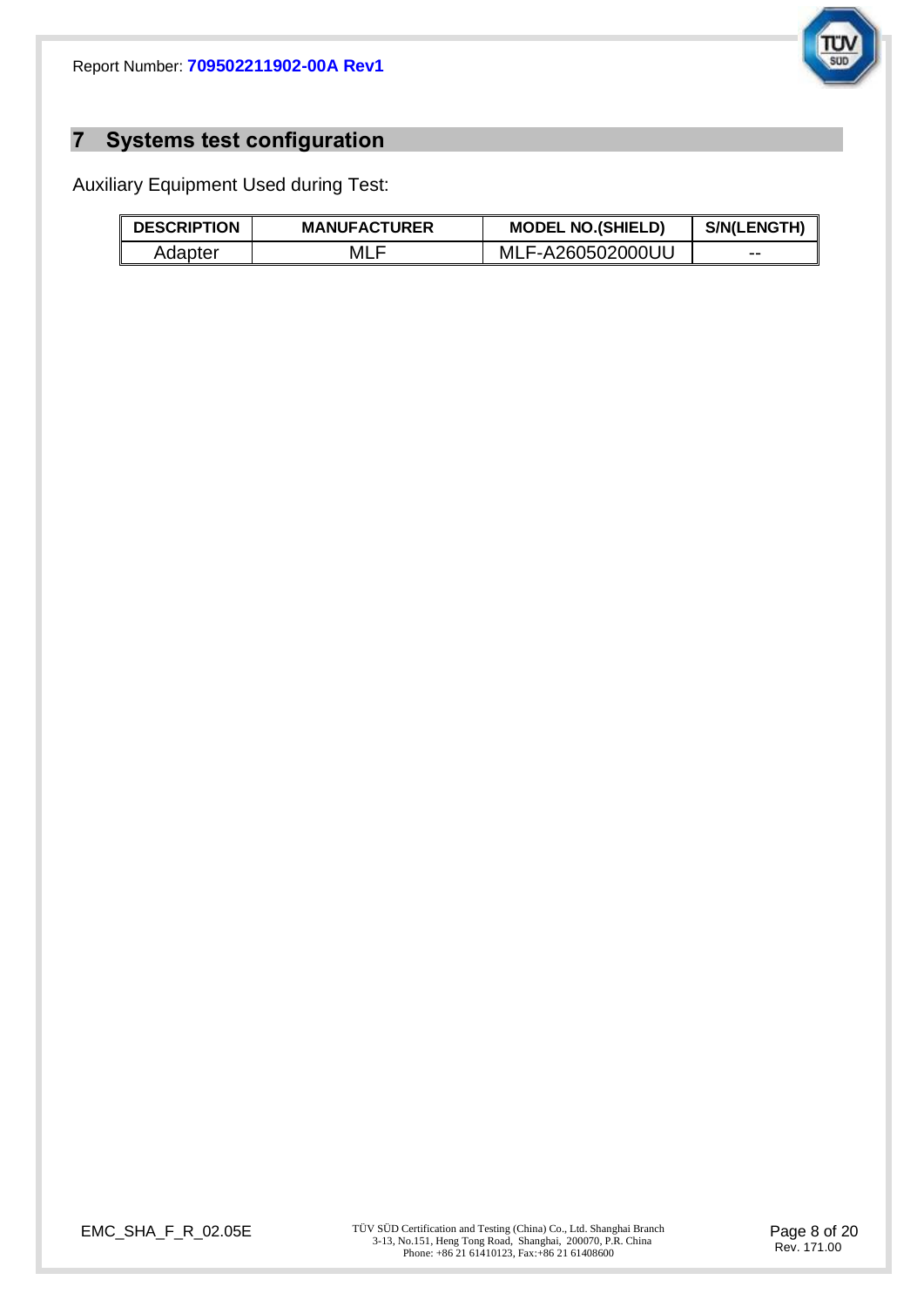## 7 Systems test configuration

Auxiliary Equipment Used during Test:

| DESCRIPTION | MANUFACTURER | MODEL NO.(SHIELD) | S/N(LENGTH) |
|---|---|---|---|
| Adapter | MLF | MLF-A260502000UU | -- |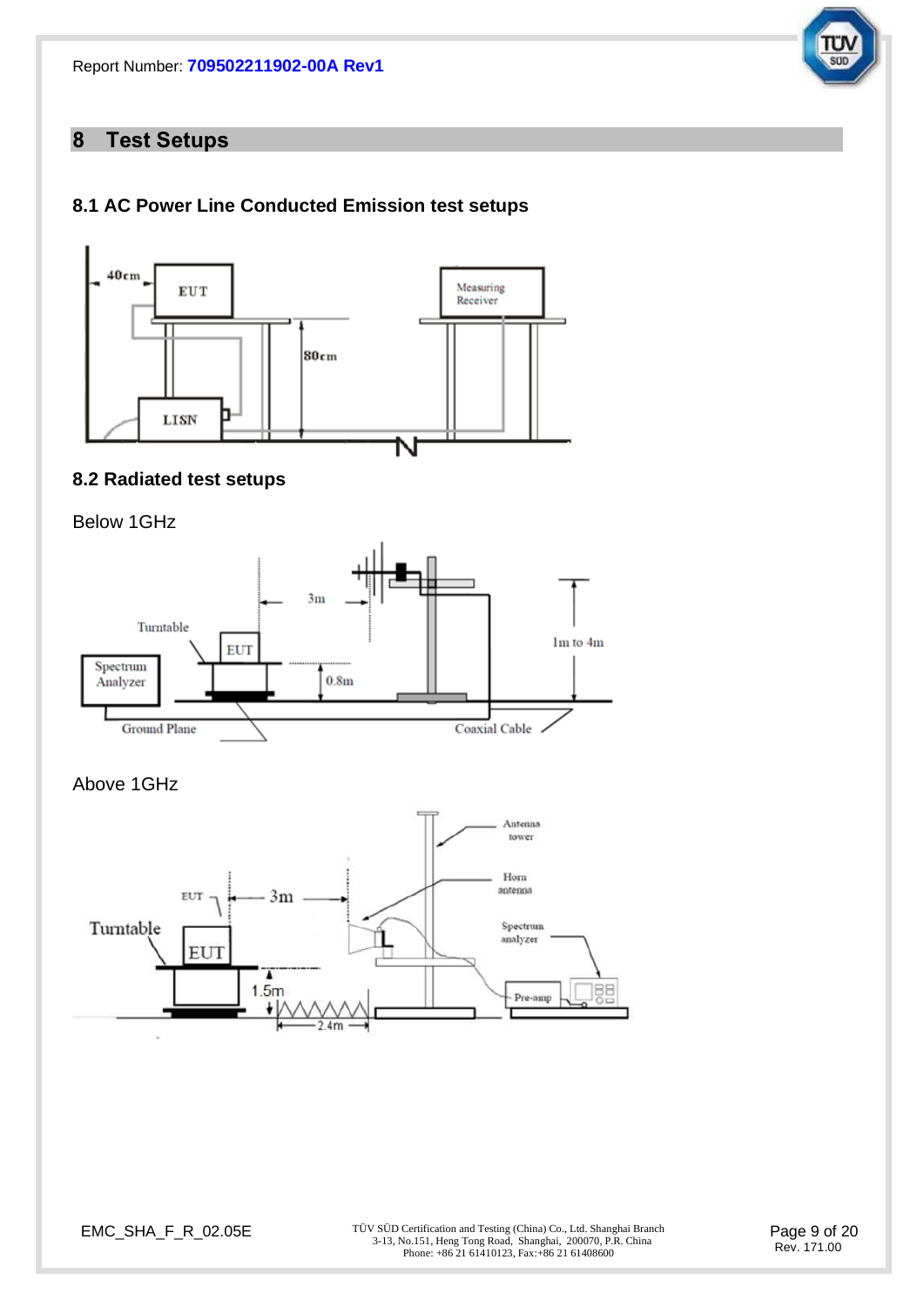# 8 Test Setups

## 8.1 AC Power Line Conducted Emission test setups

## 8.2 Radiated test setups

Below 1GHz

Above 1GHz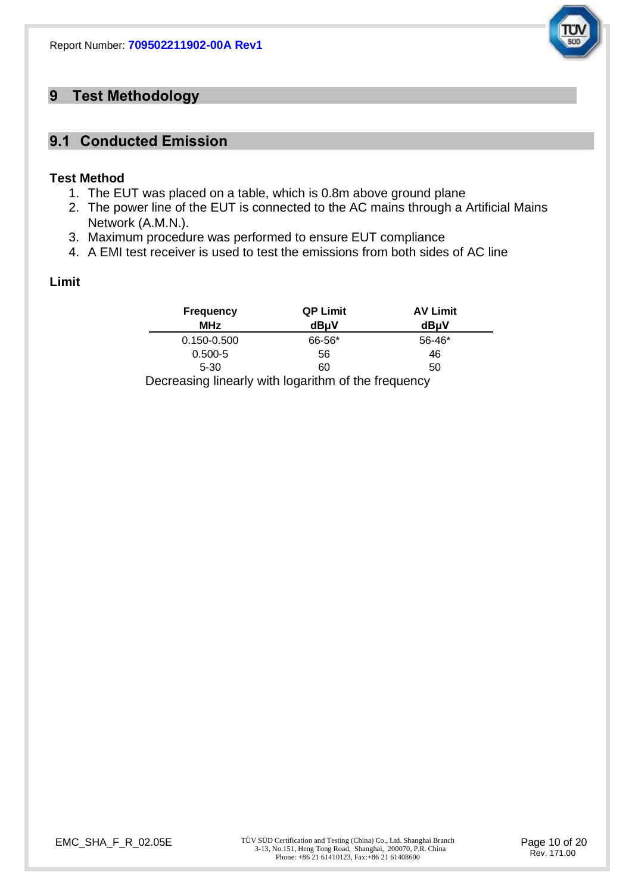# 9 Test Methodology

## 9.1 Conducted Emission

### Test Method

1. The EUT was placed on a table, which is 0.8m above ground plane
2. The power line of the EUT is connected to the AC mains through a Artificial Mains Network (A.M.N.).
3. Maximum procedure was performed to ensure EUT compliance
4. A EMI test receiver is used to test the emissions from both sides of AC line

### Limit

| Frequency MHz | QP Limit dBμV | AV Limit dBμV |
|---|---|---|
| 0.150-0.500 | 66-56* | 56-46* |
| 0.500-5 | 56 | 46 |
| 5-30 | 60 | 50 |

Decreasing linearly with logarithm of the frequency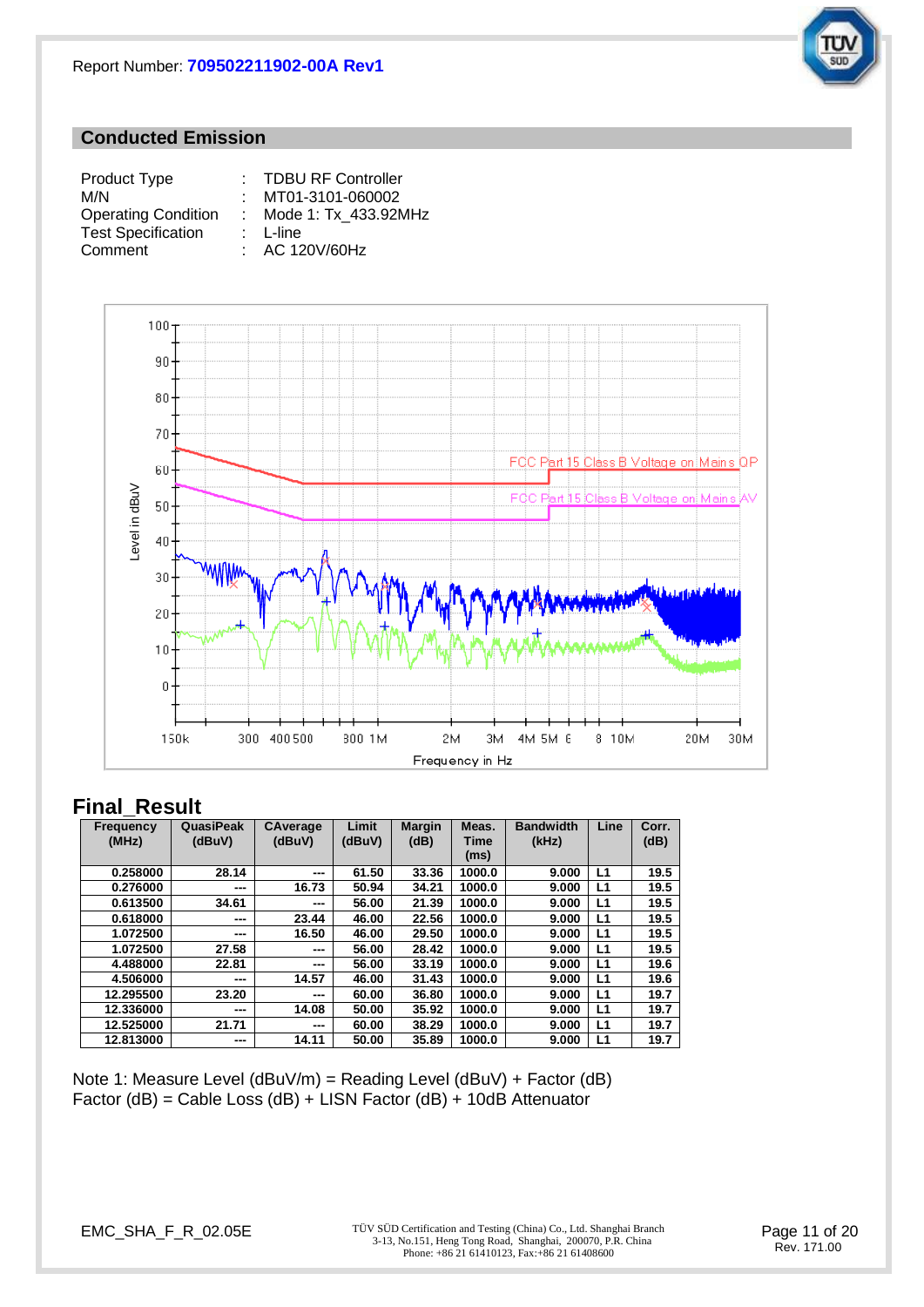## Conducted Emission

| | | |
|---|---|---|
| Product Type | : | TDBU RF Controller |
| M/N | : | MT01-3101-060002 |
| Operating Condition | : | Mode 1: Tx_433.92MHz |
| Test Specification | : | L-line |
| Comment | : | AC 120V/60Hz |

## Final_Result

| Frequency (MHz) | QuasiPeak (dBuV) | CAverage (dBuV) | Limit (dBuV) | Margin (dB) | Meas. Time (ms) | Bandwidth (kHz) | Line | Corr. (dB) |
|---|---|---|---|---|---|---|---|---|
| 0.258000 | 28.14 | --- | 61.50 | 33.36 | 1000.0 | 9.000 | L1 | 19.5 |
| 0.276000 | --- | 16.73 | 50.94 | 34.21 | 1000.0 | 9.000 | L1 | 19.5 |
| 0.613500 | 34.61 | --- | 56.00 | 21.39 | 1000.0 | 9.000 | L1 | 19.5 |
| 0.618000 | --- | 23.44 | 46.00 | 22.56 | 1000.0 | 9.000 | L1 | 19.5 |
| 1.072500 | --- | 16.50 | 46.00 | 29.50 | 1000.0 | 9.000 | L1 | 19.5 |
| 1.072500 | 27.58 | --- | 56.00 | 28.42 | 1000.0 | 9.000 | L1 | 19.5 |
| 4.488000 | 22.81 | --- | 56.00 | 33.19 | 1000.0 | 9.000 | L1 | 19.6 |
| 4.506000 | --- | 14.57 | 46.00 | 31.43 | 1000.0 | 9.000 | L1 | 19.6 |
| 12.295500 | 23.20 | --- | 60.00 | 36.80 | 1000.0 | 9.000 | L1 | 19.7 |
| 12.336000 | --- | 14.08 | 50.00 | 35.92 | 1000.0 | 9.000 | L1 | 19.7 |
| 12.525000 | 21.71 | --- | 60.00 | 38.29 | 1000.0 | 9.000 | L1 | 19.7 |
| 12.813000 | --- | 14.11 | 50.00 | 35.89 | 1000.0 | 9.000 | L1 | 19.7 |

Note 1: Measure Level (dBuV/m) = Reading Level (dBuV) + Factor (dB)
Factor (dB) = Cable Loss (dB) + LISN Factor (dB) + 10dB Attenuator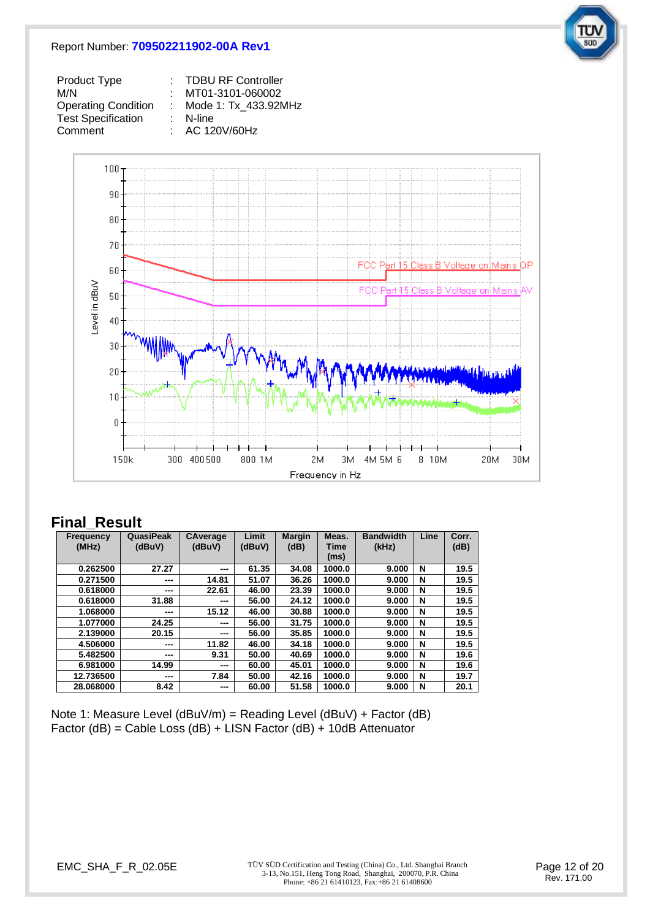Report Number: **709502211902-00A Rev1**

| | | |
|---|---|---|
| Product Type | : | TDBU RF Controller |
| M/N | : | MT01-3101-060002 |
| Operating Condition | : | Mode 1: Tx_433.92MHz |
| Test Specification | : | N-line |
| Comment | : | AC 120V/60Hz |

## Final_Result

| Frequency (MHz) | QuasiPeak (dBuV) | CAverage (dBuV) | Limit (dBuV) | Margin (dB) | Meas. Time (ms) | Bandwidth (kHz) | Line | Corr. (dB) |
|---|---|---|---|---|---|---|---|---|
| 0.262500 | 27.27 | --- | 61.35 | 34.08 | 1000.0 | 9.000 | N | 19.5 |
| 0.271500 | --- | 14.81 | 51.07 | 36.26 | 1000.0 | 9.000 | N | 19.5 |
| 0.618000 | --- | 22.61 | 46.00 | 23.39 | 1000.0 | 9.000 | N | 19.5 |
| 0.618000 | 31.88 | --- | 56.00 | 24.12 | 1000.0 | 9.000 | N | 19.5 |
| 1.068000 | --- | 15.12 | 46.00 | 30.88 | 1000.0 | 9.000 | N | 19.5 |
| 1.077000 | 24.25 | --- | 56.00 | 31.75 | 1000.0 | 9.000 | N | 19.5 |
| 2.139000 | 20.15 | --- | 56.00 | 35.85 | 1000.0 | 9.000 | N | 19.5 |
| 4.506000 | --- | 11.82 | 46.00 | 34.18 | 1000.0 | 9.000 | N | 19.5 |
| 5.482500 | --- | 9.31 | 50.00 | 40.69 | 1000.0 | 9.000 | N | 19.6 |
| 6.981000 | 14.99 | --- | 60.00 | 45.01 | 1000.0 | 9.000 | N | 19.6 |
| 12.736500 | --- | 7.84 | 50.00 | 42.16 | 1000.0 | 9.000 | N | 19.7 |
| 28.068000 | 8.42 | --- | 60.00 | 51.58 | 1000.0 | 9.000 | N | 20.1 |

Note 1: Measure Level (dBuV/m) = Reading Level (dBuV) + Factor (dB)
Factor (dB) = Cable Loss (dB) + LISN Factor (dB) + 10dB Attenuator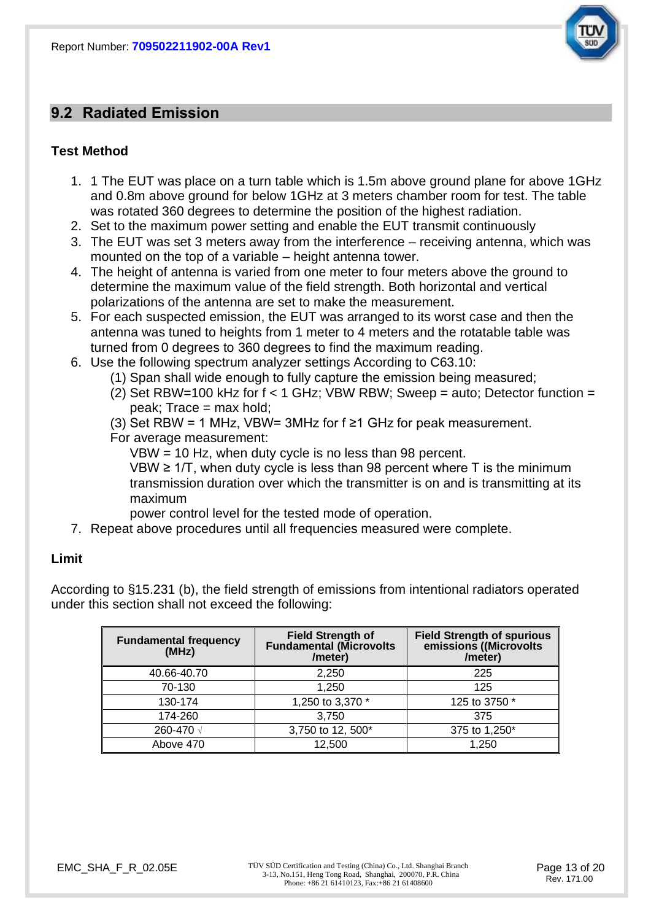## 9.2 Radiated Emission

### Test Method

1. 1 The EUT was place on a turn table which is 1.5m above ground plane for above 1GHz and 0.8m above ground for below 1GHz at 3 meters chamber room for test. The table was rotated 360 degrees to determine the position of the highest radiation.
2. Set to the maximum power setting and enable the EUT transmit continuously
3. The EUT was set 3 meters away from the interference – receiving antenna, which was mounted on the top of a variable – height antenna tower.
4. The height of antenna is varied from one meter to four meters above the ground to determine the maximum value of the field strength. Both horizontal and vertical polarizations of the antenna are set to make the measurement.
5. For each suspected emission, the EUT was arranged to its worst case and then the antenna was tuned to heights from 1 meter to 4 meters and the rotatable table was turned from 0 degrees to 360 degrees to find the maximum reading.
6. Use the following spectrum analyzer settings According to C63.10:
   (1) Span shall wide enough to fully capture the emission being measured;
   (2) Set RBW=100 kHz for f < 1 GHz; VBW RBW; Sweep = auto; Detector function = peak; Trace = max hold;
   (3) Set RBW = 1 MHz, VBW= 3MHz for f ≥1 GHz for peak measurement.
   For average measurement:
      VBW = 10 Hz, when duty cycle is no less than 98 percent.
      VBW ≥ 1/T, when duty cycle is less than 98 percent where T is the minimum transmission duration over which the transmitter is on and is transmitting at its maximum
      power control level for the tested mode of operation.
7. Repeat above procedures until all frequencies measured were complete.

### Limit

According to §15.231 (b), the field strength of emissions from intentional radiators operated under this section shall not exceed the following:

| Fundamental frequency (MHz) | Field Strength of Fundamental (Microvolts /meter) | Field Strength of spurious emissions ((Microvolts /meter) |
|---|---|---|
| 40.66-40.70 | 2,250 | 225 |
| 70-130 | 1,250 | 125 |
| 130-174 | 1,250 to 3,370 * | 125 to 3750 * |
| 174-260 | 3,750 | 375 |
| 260-470 √ | 3,750 to 12, 500* | 375 to 1,250* |
| Above 470 | 12,500 | 1,250 |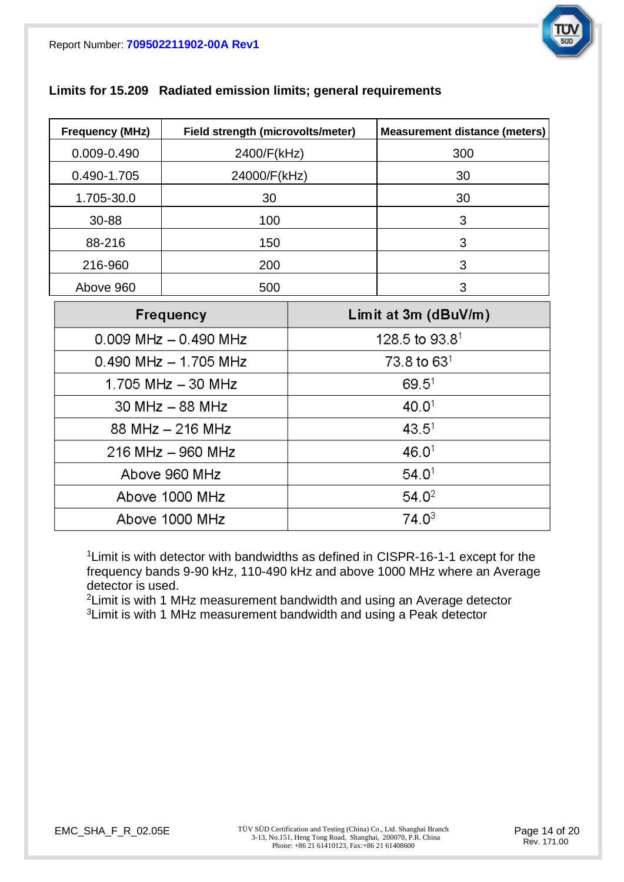**Limits for 15.209 Radiated emission limits; general requirements**

| Frequency (MHz) | Field strength (microvolts/meter) | Measurement distance (meters) |
|---|---|---|
| 0.009-0.490 | 2400/F(kHz) | 300 |
| 0.490-1.705 | 24000/F(kHz) | 30 |
| 1.705-30.0 | 30 | 30 |
| 30-88 | 100 | 3 |
| 88-216 | 150 | 3 |
| 216-960 | 200 | 3 |
| Above 960 | 500 | 3 |

| Frequency | Limit at 3m (dBuV/m) |
|---|---|
| 0.009 MHz – 0.490 MHz | 128.5 to 93.8[1] |
| 0.490 MHz – 1.705 MHz | 73.8 to 63[1] |
| 1.705 MHz – 30 MHz | 69.5[1] |
| 30 MHz – 88 MHz | 40.0[1] |
| 88 MHz – 216 MHz | 43.5[1] |
| 216 MHz – 960 MHz | 46.0[1] |
| Above 960 MHz | 54.0[1] |
| Above 1000 MHz | 54.0[2] |
| Above 1000 MHz | 74.0[3] |

[1]Limit is with detector with bandwidths as defined in CISPR-16-1-1 except for the frequency bands 9-90 kHz, 110-490 kHz and above 1000 MHz where an Average detector is used.
[2]Limit is with 1 MHz measurement bandwidth and using an Average detector
[3]Limit is with 1 MHz measurement bandwidth and using a Peak detector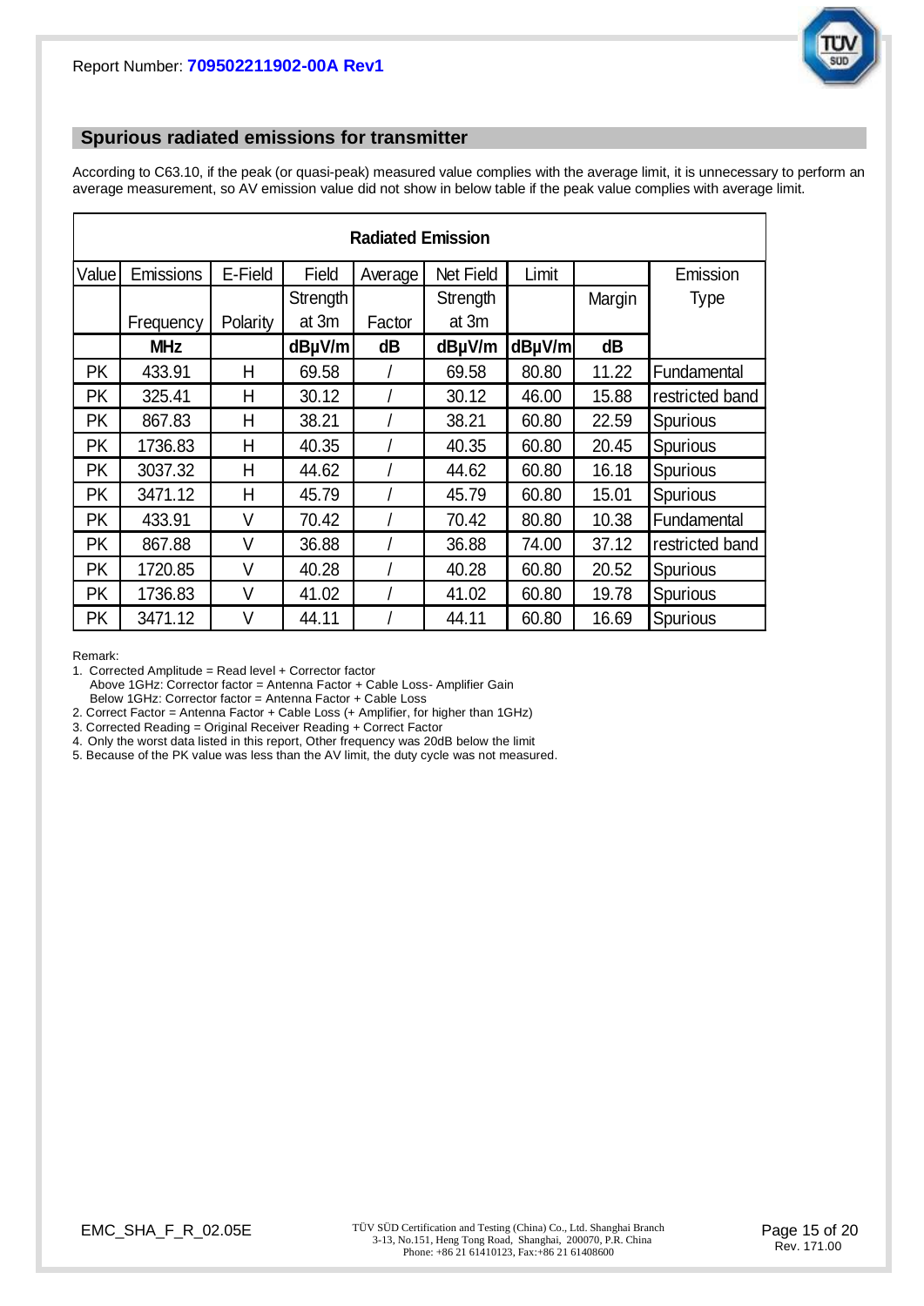## Spurious radiated emissions for transmitter

According to C63.10, if the peak (or quasi-peak) measured value complies with the average limit, it is unnecessary to perform an average measurement, so AV emission value did not show in below table if the peak value complies with average limit.

| Radiated Emission | | | | | | | | |
|---|---|---|---|---|---|---|---|---|
| Value | Emissions Frequency | E-Field Polarity | Field Strength at 3m | Average Factor | Net Field Strength at 3m | Limit | Margin | Emission Type |
| | MHz | | dBμV/m | dB | dBμV/m | dBμV/m | dB | |
| PK | 433.91 | H | 69.58 | / | 69.58 | 80.80 | 11.22 | Fundamental |
| PK | 325.41 | H | 30.12 | / | 30.12 | 46.00 | 15.88 | restricted band |
| PK | 867.83 | H | 38.21 | / | 38.21 | 60.80 | 22.59 | Spurious |
| PK | 1736.83 | H | 40.35 | / | 40.35 | 60.80 | 20.45 | Spurious |
| PK | 3037.32 | H | 44.62 | / | 44.62 | 60.80 | 16.18 | Spurious |
| PK | 3471.12 | H | 45.79 | / | 45.79 | 60.80 | 15.01 | Spurious |
| PK | 433.91 | V | 70.42 | / | 70.42 | 80.80 | 10.38 | Fundamental |
| PK | 867.88 | V | 36.88 | / | 36.88 | 74.00 | 37.12 | restricted band |
| PK | 1720.85 | V | 40.28 | / | 40.28 | 60.80 | 20.52 | Spurious |
| PK | 1736.83 | V | 41.02 | / | 41.02 | 60.80 | 19.78 | Spurious |
| PK | 3471.12 | V | 44.11 | / | 44.11 | 60.80 | 16.69 | Spurious |

Remark:

1. Corrected Amplitude = Read level + Corrector factor
   Above 1GHz: Corrector factor = Antenna Factor + Cable Loss- Amplifier Gain
   Below 1GHz: Corrector factor = Antenna Factor + Cable Loss
2. Correct Factor = Antenna Factor + Cable Loss (+ Amplifier, for higher than 1GHz)
3. Corrected Reading = Original Receiver Reading + Correct Factor
4. Only the worst data listed in this report, Other frequency was 20dB below the limit
5. Because of the PK value was less than the AV limit, the duty cycle was not measured.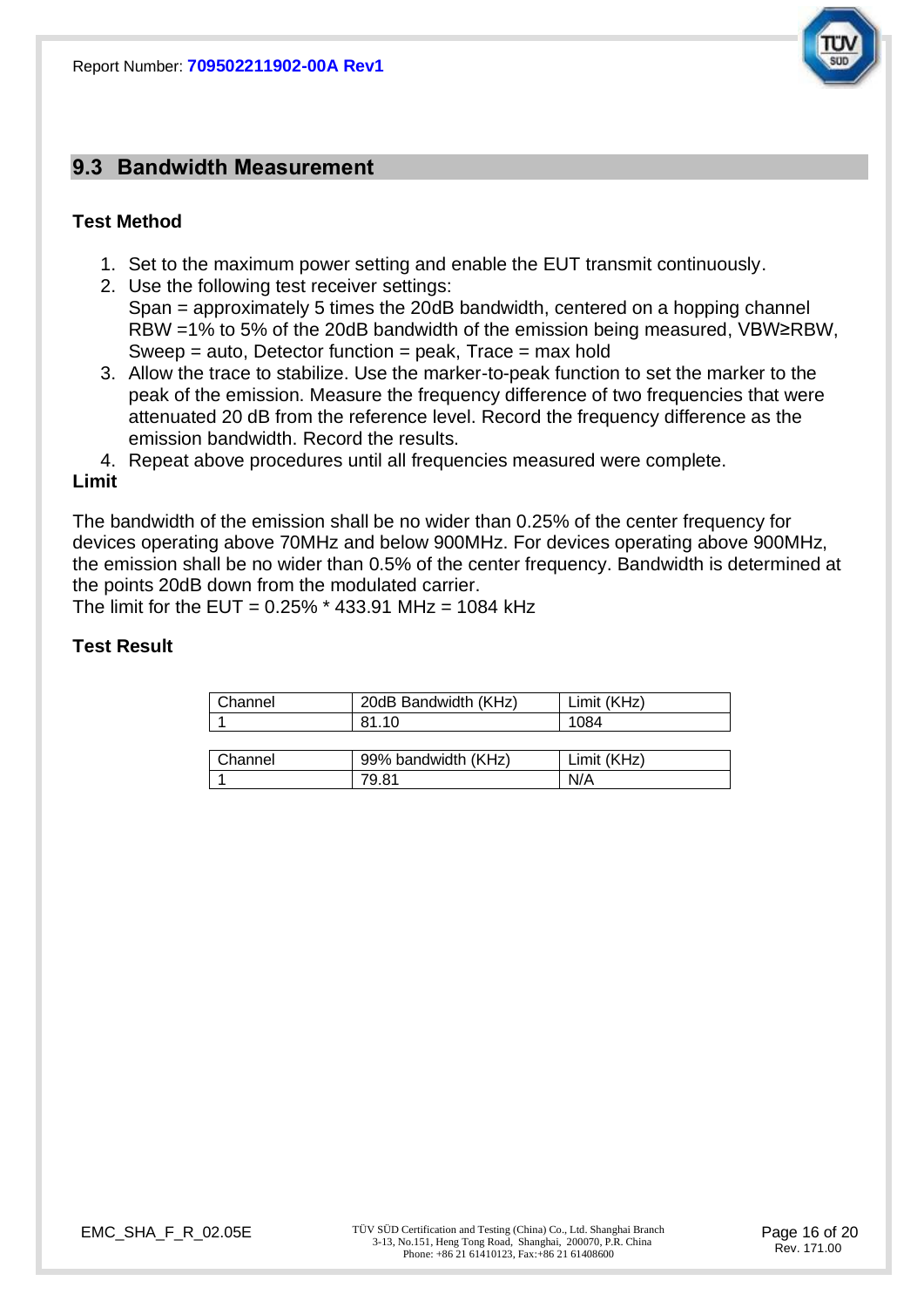## 9.3 Bandwidth Measurement

### Test Method

1. Set to the maximum power setting and enable the EUT transmit continuously.
2. Use the following test receiver settings:
   Span = approximately 5 times the 20dB bandwidth, centered on a hopping channel
   RBW =1% to 5% of the 20dB bandwidth of the emission being measured, VBW≥RBW,
   Sweep = auto, Detector function = peak, Trace = max hold
3. Allow the trace to stabilize. Use the marker-to-peak function to set the marker to the peak of the emission. Measure the frequency difference of two frequencies that were attenuated 20 dB from the reference level. Record the frequency difference as the emission bandwidth. Record the results.
4. Repeat above procedures until all frequencies measured were complete.

### Limit

The bandwidth of the emission shall be no wider than 0.25% of the center frequency for devices operating above 70MHz and below 900MHz. For devices operating above 900MHz, the emission shall be no wider than 0.5% of the center frequency. Bandwidth is determined at the points 20dB down from the modulated carrier.
The limit for the EUT = 0.25% * 433.91 MHz = 1084 kHz

### Test Result

| Channel | 20dB Bandwidth (KHz) | Limit (KHz) |
|---|---|---|
| 1 | 81.10 | 1084 |

| Channel | 99% bandwidth (KHz) | Limit (KHz) |
|---|---|---|
| 1 | 79.81 | N/A |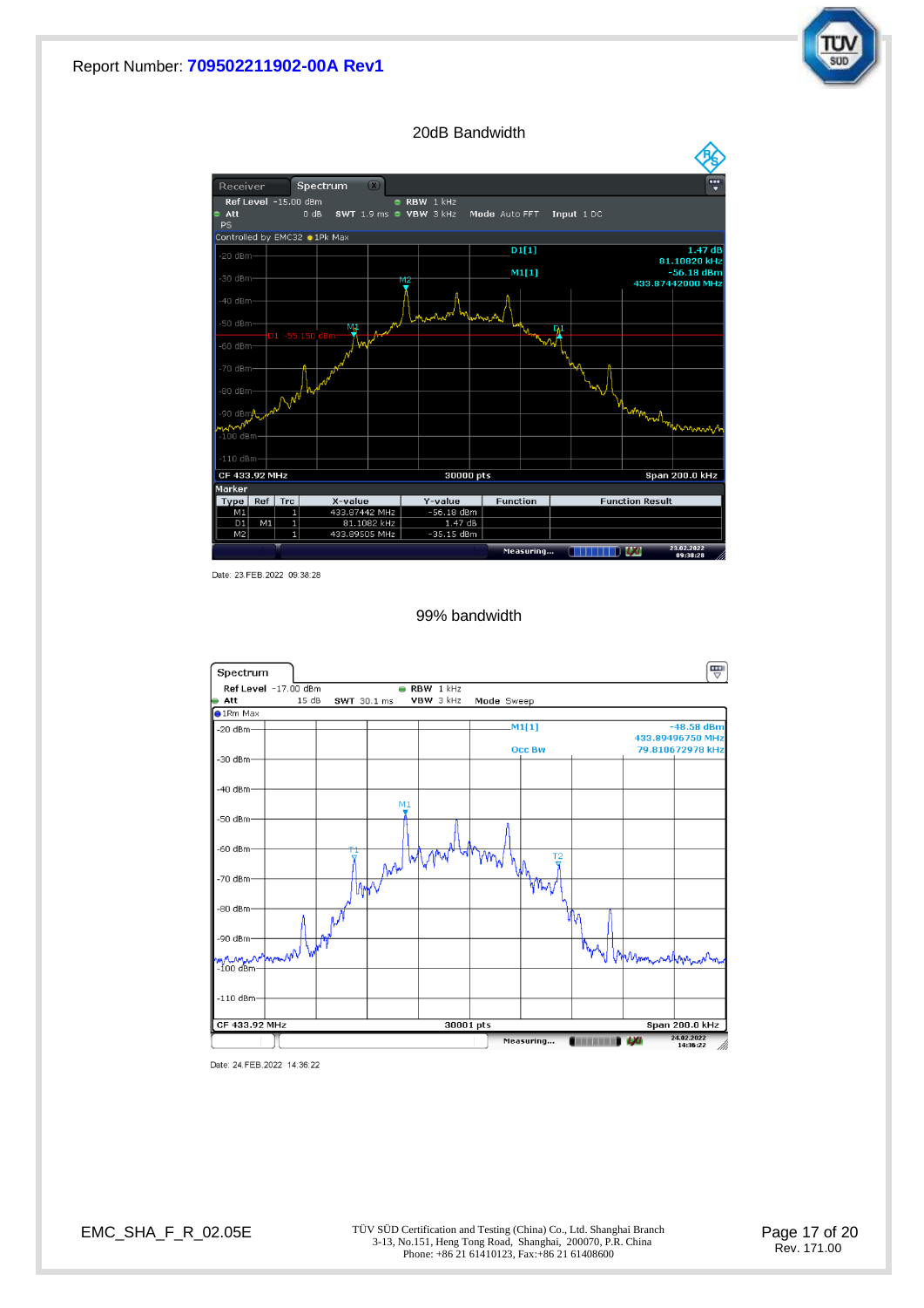Report Number: **709502211902-00A Rev1**

## 20dB Bandwidth

Receiver | Spectrum

Ref Level -15.00 dBm | RBW 1 kHz
Att 0 dB | SWT 1.9 ms | VBW 3 kHz | Mode Auto FFT | Input 1 DC
PS
Controlled by EMC32 ● 1Pk Max

D1[1] 1.47 dB 81.10820 kHz
M1[1] -56.18 dBm 433.87442000 MHz

D1 -55.150 dBm

CF 433.92 MHz | 30000 pts | Span 200.0 kHz

Marker

| Type | Ref | Trc | X-value | Y-value | Function | Function Result |
|---|---|---|---|---|---|---|
| M1 | | 1 | 433.87442 MHz | -56.18 dBm | | |
| D1 | M1 | 1 | 81.1082 kHz | 1.47 dB | | |
| M2 | | 1 | 433.89505 MHz | -35.15 dBm | | |

Measuring... 23.02.2022 09:38:28

Date: 23.FEB.2022 09:38:28

## 99% bandwidth

Spectrum

Ref Level -17.00 dBm | RBW 1 kHz
Att 15 dB | SWT 30.1 ms | VBW 3 kHz | Mode Sweep
● 1Rm Max

M1[1] -48.58 dBm 433.89496750 MHz
Occ Bw 79.810672978 kHz

CF 433.92 MHz | 30001 pts | Span 200.0 kHz

Measuring... 24.02.2022 14:36:22

Date: 24.FEB.2022 14:36:22

EMC_SHA_F_R_02.05E

TÜV SÜD Certification and Testing (China) Co., Ltd. Shanghai Branch
3-13, No.151, Heng Tong Road, Shanghai, 200070, P.R. China
Phone: +86 21 61410123, Fax:+86 21 61408600

Rev. 171.00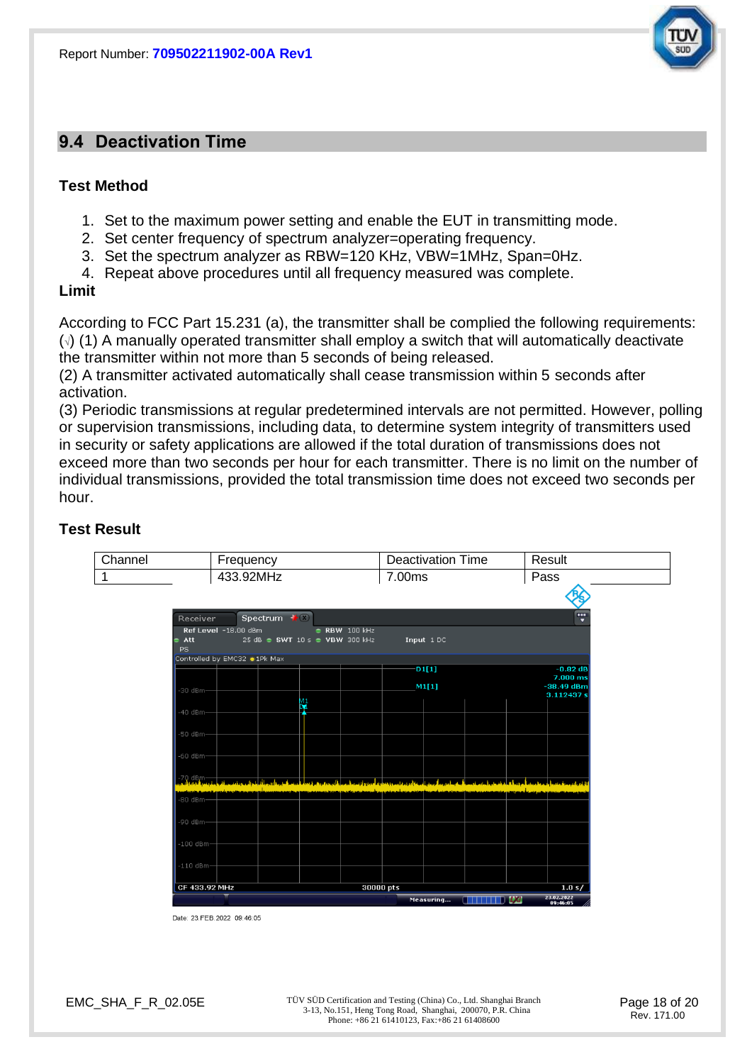## 9.4 Deactivation Time

### Test Method

1. Set to the maximum power setting and enable the EUT in transmitting mode.
2. Set center frequency of spectrum analyzer=operating frequency.
3. Set the spectrum analyzer as RBW=120 KHz, VBW=1MHz, Span=0Hz.
4. Repeat above procedures until all frequency measured was complete.

### Limit

According to FCC Part 15.231 (a), the transmitter shall be complied the following requirements:
(√) (1) A manually operated transmitter shall employ a switch that will automatically deactivate the transmitter within not more than 5 seconds of being released.
(2) A transmitter activated automatically shall cease transmission within 5 seconds after activation.
(3) Periodic transmissions at regular predetermined intervals are not permitted. However, polling or supervision transmissions, including data, to determine system integrity of transmitters used in security or safety applications are allowed if the total duration of transmissions does not exceed more than two seconds per hour for each transmitter. There is no limit on the number of individual transmissions, provided the total transmission time does not exceed two seconds per hour.

### Test Result

| Channel | Frequency | Deactivation Time | Result |
|---|---|---|---|
| 1 | 433.92MHz | 7.00ms | Pass |

Date: 23.FEB.2022 09:46:05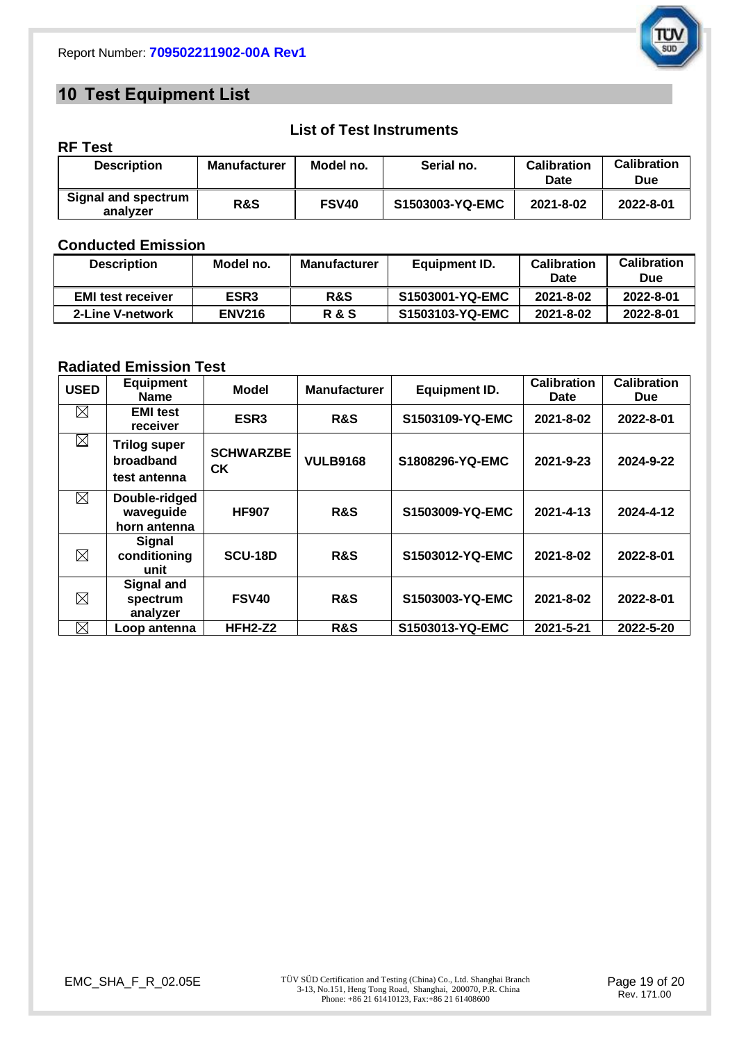# 10 Test Equipment List

### List of Test Instruments

**RF Test**

| Description | Manufacturer | Model no. | Serial no. | Calibration Date | Calibration Due |
|---|---|---|---|---|---|
| Signal and spectrum analyzer | R&S | FSV40 | S1503003-YQ-EMC | 2021-8-02 | 2022-8-01 |

**Conducted Emission**

| Description | Model no. | Manufacturer | Equipment ID. | Calibration Date | Calibration Due |
|---|---|---|---|---|---|
| EMI test receiver | ESR3 | R&S | S1503001-YQ-EMC | 2021-8-02 | 2022-8-01 |
| 2-Line V-network | ENV216 | R & S | S1503103-YQ-EMC | 2021-8-02 | 2022-8-01 |

**Radiated Emission Test**

| USED | Equipment Name | Model | Manufacturer | Equipment ID. | Calibration Date | Calibration Due |
|---|---|---|---|---|---|---|
| ☒ | EMI test receiver | ESR3 | R&S | S1503109-YQ-EMC | 2021-8-02 | 2022-8-01 |
| ☒ | Trilog super broadband test antenna | SCHWARZBECK | VULB9168 | S1808296-YQ-EMC | 2021-9-23 | 2024-9-22 |
| ☒ | Double-ridged waveguide horn antenna | HF907 | R&S | S1503009-YQ-EMC | 2021-4-13 | 2024-4-12 |
| ☒ | Signal conditioning unit | SCU-18D | R&S | S1503012-YQ-EMC | 2021-8-02 | 2022-8-01 |
| ☒ | Signal and spectrum analyzer | FSV40 | R&S | S1503003-YQ-EMC | 2021-8-02 | 2022-8-01 |
| ☒ | Loop antenna | HFH2-Z2 | R&S | S1503013-YQ-EMC | 2021-5-21 | 2022-5-20 |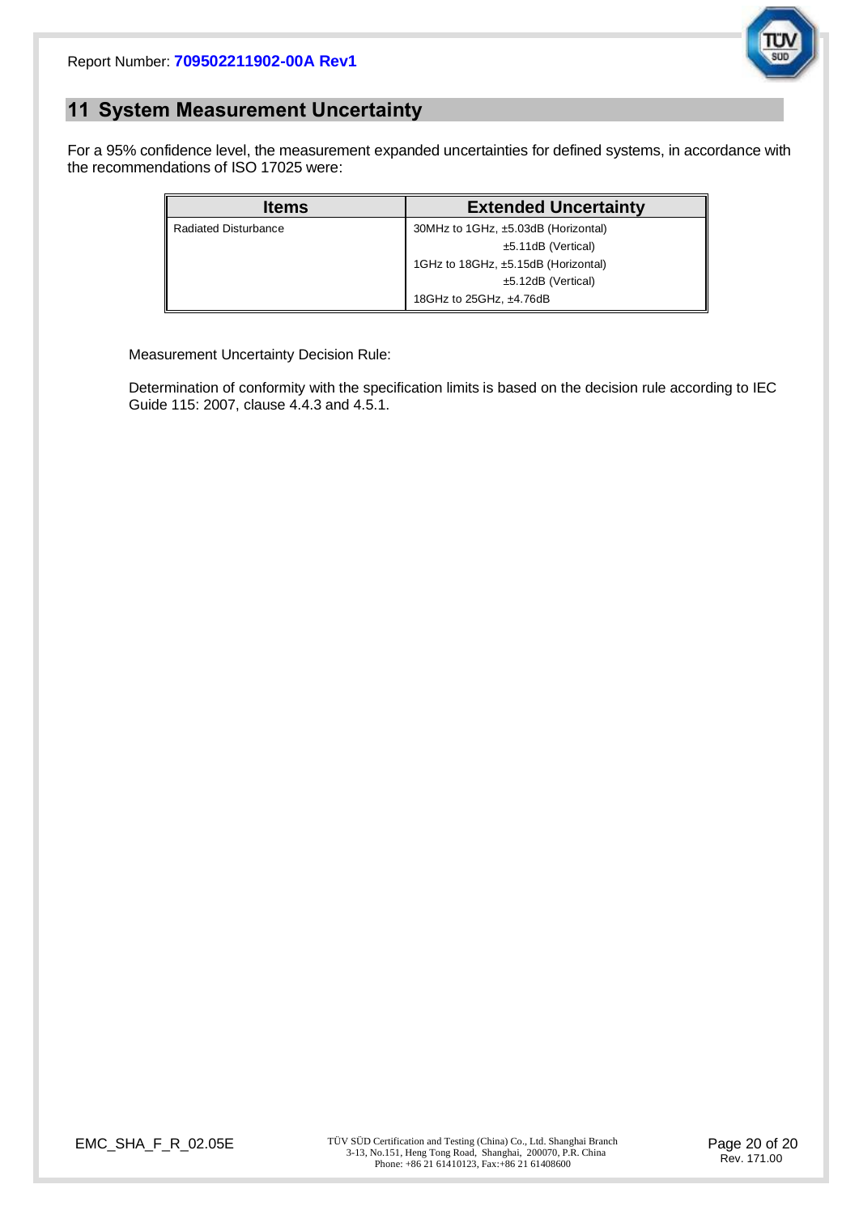## 11 System Measurement Uncertainty

For a 95% confidence level, the measurement expanded uncertainties for defined systems, in accordance with the recommendations of ISO 17025 were:

| Items | Extended Uncertainty |
|---|---|
| Radiated Disturbance | 30MHz to 1GHz, ±5.03dB (Horizontal)<br>±5.11dB (Vertical)<br>1GHz to 18GHz, ±5.15dB (Horizontal)<br>±5.12dB (Vertical)<br>18GHz to 25GHz, ±4.76dB |

Measurement Uncertainty Decision Rule:

Determination of conformity with the specification limits is based on the decision rule according to IEC Guide 115: 2007, clause 4.4.3 and 4.5.1.